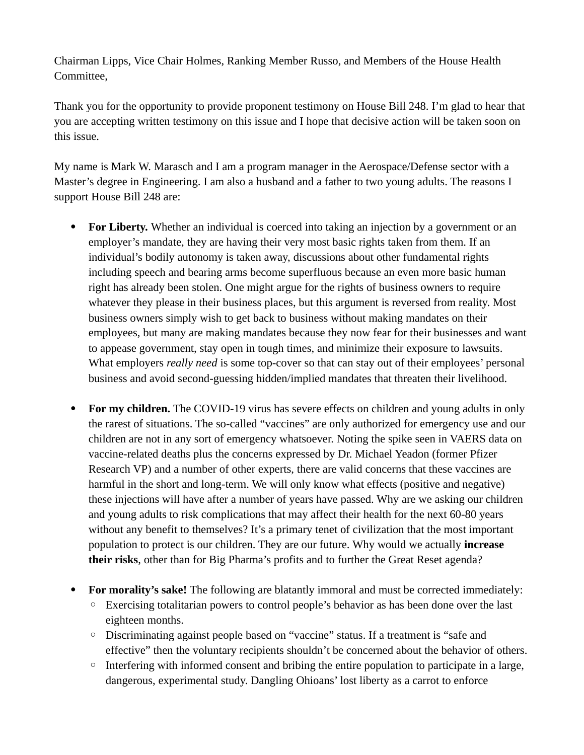Chairman Lipps, Vice Chair Holmes, Ranking Member Russo, and Members of the House Health Committee,

Thank you for the opportunity to provide proponent testimony on House Bill 248. I'm glad to hear that you are accepting written testimony on this issue and I hope that decisive action will be taken soon on this issue.

My name is Mark W. Marasch and I am a program manager in the Aerospace/Defense sector with a Master's degree in Engineering. I am also a husband and a father to two young adults. The reasons I support House Bill 248 are:

- **For Liberty.** Whether an individual is coerced into taking an injection by a government or an employer's mandate, they are having their very most basic rights taken from them. If an individual's bodily autonomy is taken away, discussions about other fundamental rights including speech and bearing arms become superfluous because an even more basic human right has already been stolen. One might argue for the rights of business owners to require whatever they please in their business places, but this argument is reversed from reality. Most business owners simply wish to get back to business without making mandates on their employees, but many are making mandates because they now fear for their businesses and want to appease government, stay open in tough times, and minimize their exposure to lawsuits. What employers *really need* is some top-cover so that can stay out of their employees' personal business and avoid second-guessing hidden/implied mandates that threaten their livelihood.

- **For my children.** The COVID-19 virus has severe effects on children and young adults in only the rarest of situations. The so-called "vaccines" are only authorized for emergency use and our children are not in any sort of emergency whatsoever. Noting the spike seen in VAERS data on vaccine-related deaths plus the concerns expressed by Dr. Michael Yeadon (former Pfizer Research VP) and a number of other experts, there are valid concerns that these vaccines are harmful in the short and long-term. We will only know what effects (positive and negative) these injections will have after a number of years have passed. Why are we asking our children and young adults to risk complications that may affect their health for the next 60-80 years without any benefit to themselves? It's a primary tenet of civilization that the most important population to protect is our children. They are our future. Why would we actually **increase their risks**, other than for Big Pharma's profits and to further the Great Reset agenda?

- **For morality's sake!** The following are blatantly immoral and must be corrected immediately:
  - Exercising totalitarian powers to control people's behavior as has been done over the last eighteen months.
  - Discriminating against people based on "vaccine" status. If a treatment is "safe and effective" then the voluntary recipients shouldn't be concerned about the behavior of others.
  - Interfering with informed consent and bribing the entire population to participate in a large, dangerous, experimental study. Dangling Ohioans' lost liberty as a carrot to enforce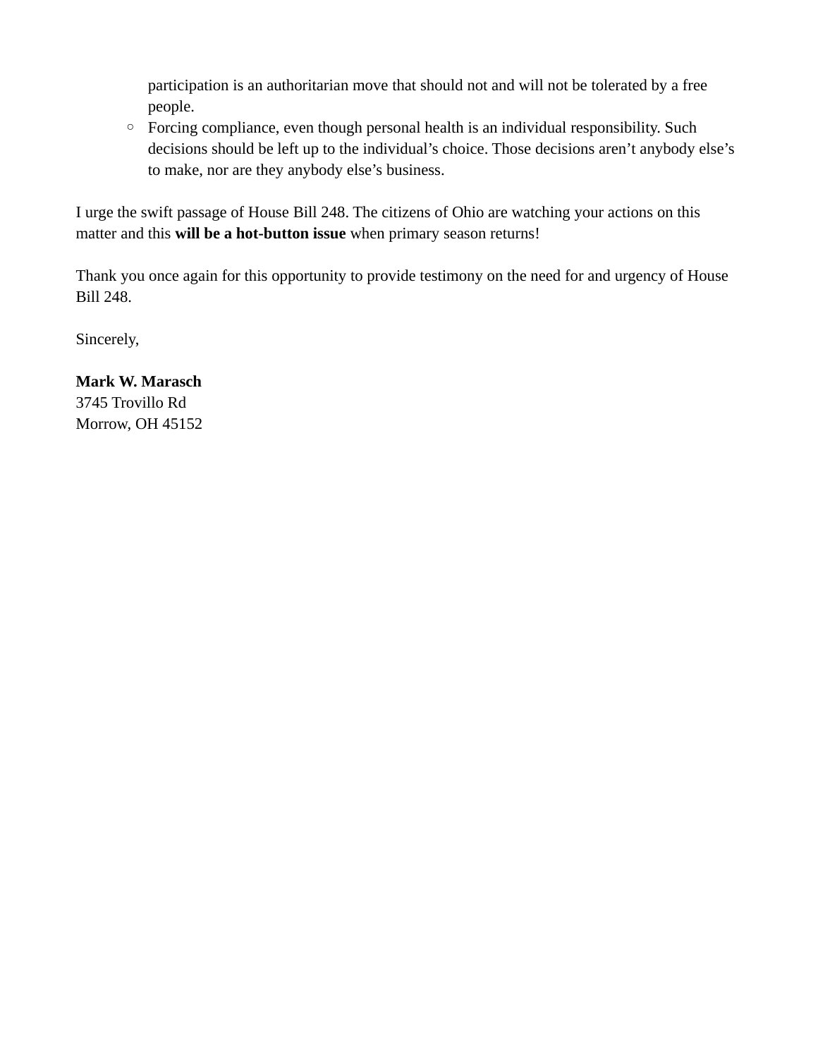participation is an authoritarian move that should not and will not be tolerated by a free people.

- Forcing compliance, even though personal health is an individual responsibility. Such decisions should be left up to the individual's choice. Those decisions aren't anybody else's to make, nor are they anybody else's business.

I urge the swift passage of House Bill 248. The citizens of Ohio are watching your actions on this matter and this **will be a hot-button issue** when primary season returns!

Thank you once again for this opportunity to provide testimony on the need for and urgency of House Bill 248.

Sincerely,

**Mark W. Marasch**
3745 Trovillo Rd
Morrow, OH 45152